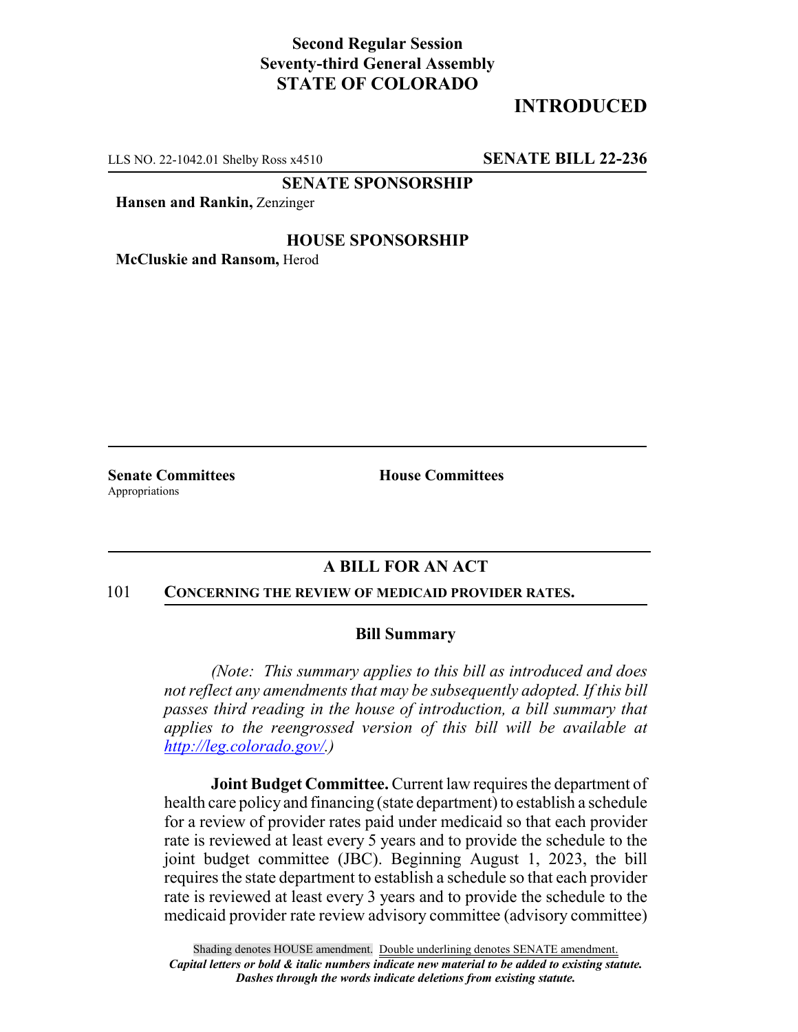**Second Regular Session**
**Seventy-third General Assembly**
**STATE OF COLORADO**

# INTRODUCED

LLS NO. 22-1042.01 Shelby Ross x4510 **SENATE BILL 22-236**

**SENATE SPONSORSHIP**

**Hansen and Rankin,** Zenzinger

**HOUSE SPONSORSHIP**

**McCluskie and Ransom,** Herod

**Senate Committees**
Appropriations

**House Committees**

## A BILL FOR AN ACT

101 **CONCERNING THE REVIEW OF MEDICAID PROVIDER RATES.**

### Bill Summary

*(Note: This summary applies to this bill as introduced and does not reflect any amendments that may be subsequently adopted. If this bill passes third reading in the house of introduction, a bill summary that applies to the reengrossed version of this bill will be available at http://leg.colorado.gov/.)*

**Joint Budget Committee.** Current law requires the department of health care policy and financing (state department) to establish a schedule for a review of provider rates paid under medicaid so that each provider rate is reviewed at least every 5 years and to provide the schedule to the joint budget committee (JBC). Beginning August 1, 2023, the bill requires the state department to establish a schedule so that each provider rate is reviewed at least every 3 years and to provide the schedule to the medicaid provider rate review advisory committee (advisory committee)

Shading denotes HOUSE amendment. Double underlining denotes SENATE amendment.
*Capital letters or bold & italic numbers indicate new material to be added to existing statute.*
*Dashes through the words indicate deletions from existing statute.*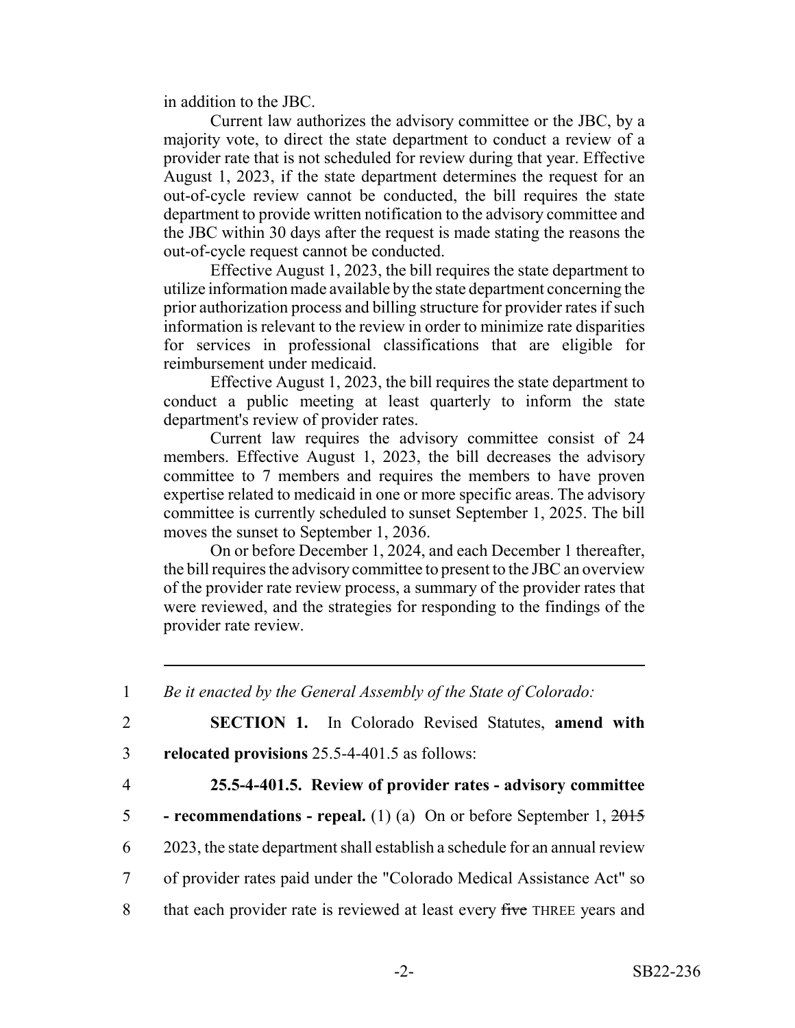in addition to the JBC.

Current law authorizes the advisory committee or the JBC, by a majority vote, to direct the state department to conduct a review of a provider rate that is not scheduled for review during that year. Effective August 1, 2023, if the state department determines the request for an out-of-cycle review cannot be conducted, the bill requires the state department to provide written notification to the advisory committee and the JBC within 30 days after the request is made stating the reasons the out-of-cycle request cannot be conducted.

Effective August 1, 2023, the bill requires the state department to utilize information made available by the state department concerning the prior authorization process and billing structure for provider rates if such information is relevant to the review in order to minimize rate disparities for services in professional classifications that are eligible for reimbursement under medicaid.

Effective August 1, 2023, the bill requires the state department to conduct a public meeting at least quarterly to inform the state department's review of provider rates.

Current law requires the advisory committee consist of 24 members. Effective August 1, 2023, the bill decreases the advisory committee to 7 members and requires the members to have proven expertise related to medicaid in one or more specific areas. The advisory committee is currently scheduled to sunset September 1, 2025. The bill moves the sunset to September 1, 2036.

On or before December 1, 2024, and each December 1 thereafter, the bill requires the advisory committee to present to the JBC an overview of the provider rate review process, a summary of the provider rates that were reviewed, and the strategies for responding to the findings of the provider rate review.

---

1 *Be it enacted by the General Assembly of the State of Colorado:*

2 **SECTION 1.** In Colorado Revised Statutes, **amend with**
3 **relocated provisions** 25.5-4-401.5 as follows:

4 **25.5-4-401.5. Review of provider rates - advisory committee**
5 **- recommendations - repeal.** (1) (a) On or before September 1, ~~2015~~
6 2023, the state department shall establish a schedule for an annual review
7 of provider rates paid under the "Colorado Medical Assistance Act" so
8 that each provider rate is reviewed at least every ~~five~~ THREE years and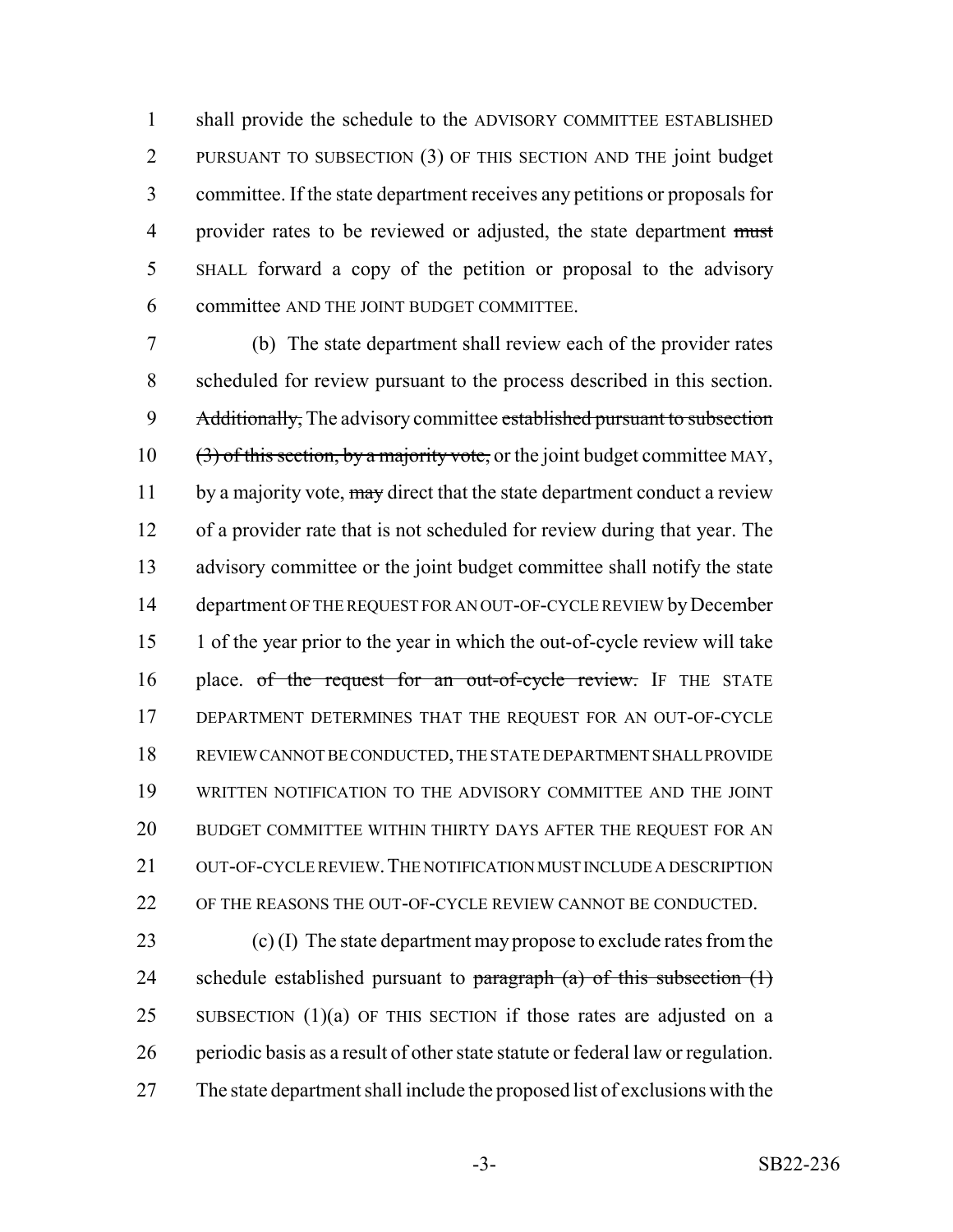shall provide the schedule to the ADVISORY COMMITTEE ESTABLISHED PURSUANT TO SUBSECTION (3) OF THIS SECTION AND THE joint budget committee. If the state department receives any petitions or proposals for provider rates to be reviewed or adjusted, the state department ~~must~~ SHALL forward a copy of the petition or proposal to the advisory committee AND THE JOINT BUDGET COMMITTEE.

(b) The state department shall review each of the provider rates scheduled for review pursuant to the process described in this section. ~~Additionally,~~ The advisory committee ~~established pursuant to subsection (3) of this section, by a majority vote,~~ or the joint budget committee MAY, by a majority vote, ~~may~~ direct that the state department conduct a review of a provider rate that is not scheduled for review during that year. The advisory committee or the joint budget committee shall notify the state department OF THE REQUEST FOR AN OUT-OF-CYCLE REVIEW by December 1 of the year prior to the year in which the out-of-cycle review will take place. ~~of the request for an out-of-cycle review.~~ IF THE STATE DEPARTMENT DETERMINES THAT THE REQUEST FOR AN OUT-OF-CYCLE REVIEW CANNOT BE CONDUCTED, THE STATE DEPARTMENT SHALL PROVIDE WRITTEN NOTIFICATION TO THE ADVISORY COMMITTEE AND THE JOINT BUDGET COMMITTEE WITHIN THIRTY DAYS AFTER THE REQUEST FOR AN OUT-OF-CYCLE REVIEW. THE NOTIFICATION MUST INCLUDE A DESCRIPTION OF THE REASONS THE OUT-OF-CYCLE REVIEW CANNOT BE CONDUCTED.

(c) (I) The state department may propose to exclude rates from the schedule established pursuant to ~~paragraph (a) of this subsection (1)~~ SUBSECTION (1)(a) OF THIS SECTION if those rates are adjusted on a periodic basis as a result of other state statute or federal law or regulation. The state department shall include the proposed list of exclusions with the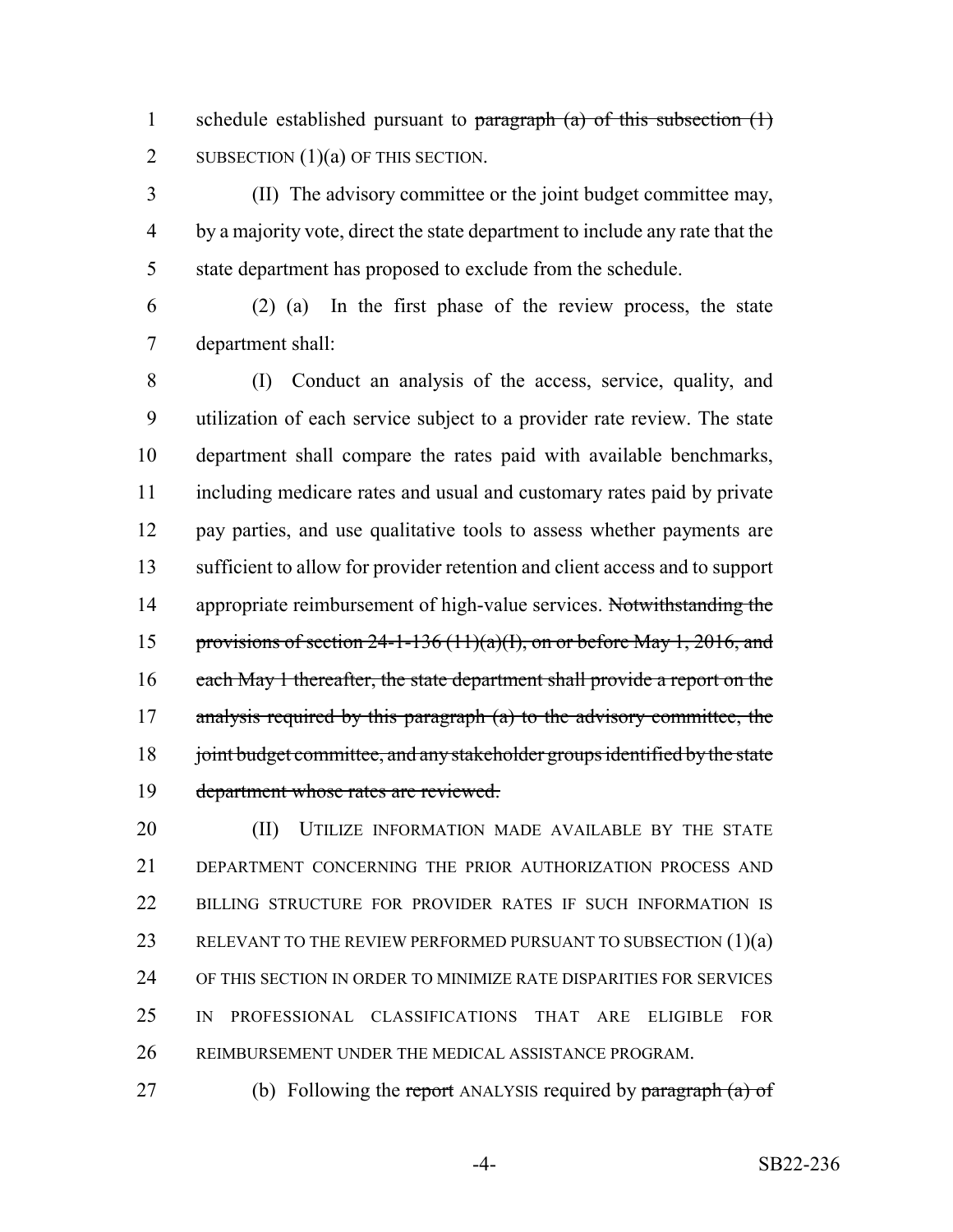schedule established pursuant to ~~paragraph (a) of this subsection (1)~~ SUBSECTION (1)(a) OF THIS SECTION.

(II) The advisory committee or the joint budget committee may, by a majority vote, direct the state department to include any rate that the state department has proposed to exclude from the schedule.

(2) (a) In the first phase of the review process, the state department shall:

(I) Conduct an analysis of the access, service, quality, and utilization of each service subject to a provider rate review. The state department shall compare the rates paid with available benchmarks, including medicare rates and usual and customary rates paid by private pay parties, and use qualitative tools to assess whether payments are sufficient to allow for provider retention and client access and to support appropriate reimbursement of high-value services. ~~Notwithstanding the provisions of section 24-1-136 (11)(a)(I), on or before May 1, 2016, and each May 1 thereafter, the state department shall provide a report on the analysis required by this paragraph (a) to the advisory committee, the joint budget committee, and any stakeholder groups identified by the state department whose rates are reviewed.~~

(II) UTILIZE INFORMATION MADE AVAILABLE BY THE STATE DEPARTMENT CONCERNING THE PRIOR AUTHORIZATION PROCESS AND BILLING STRUCTURE FOR PROVIDER RATES IF SUCH INFORMATION IS RELEVANT TO THE REVIEW PERFORMED PURSUANT TO SUBSECTION (1)(a) OF THIS SECTION IN ORDER TO MINIMIZE RATE DISPARITIES FOR SERVICES IN PROFESSIONAL CLASSIFICATIONS THAT ARE ELIGIBLE FOR REIMBURSEMENT UNDER THE MEDICAL ASSISTANCE PROGRAM.

(b) Following the ~~report~~ ANALYSIS required by ~~paragraph (a) of~~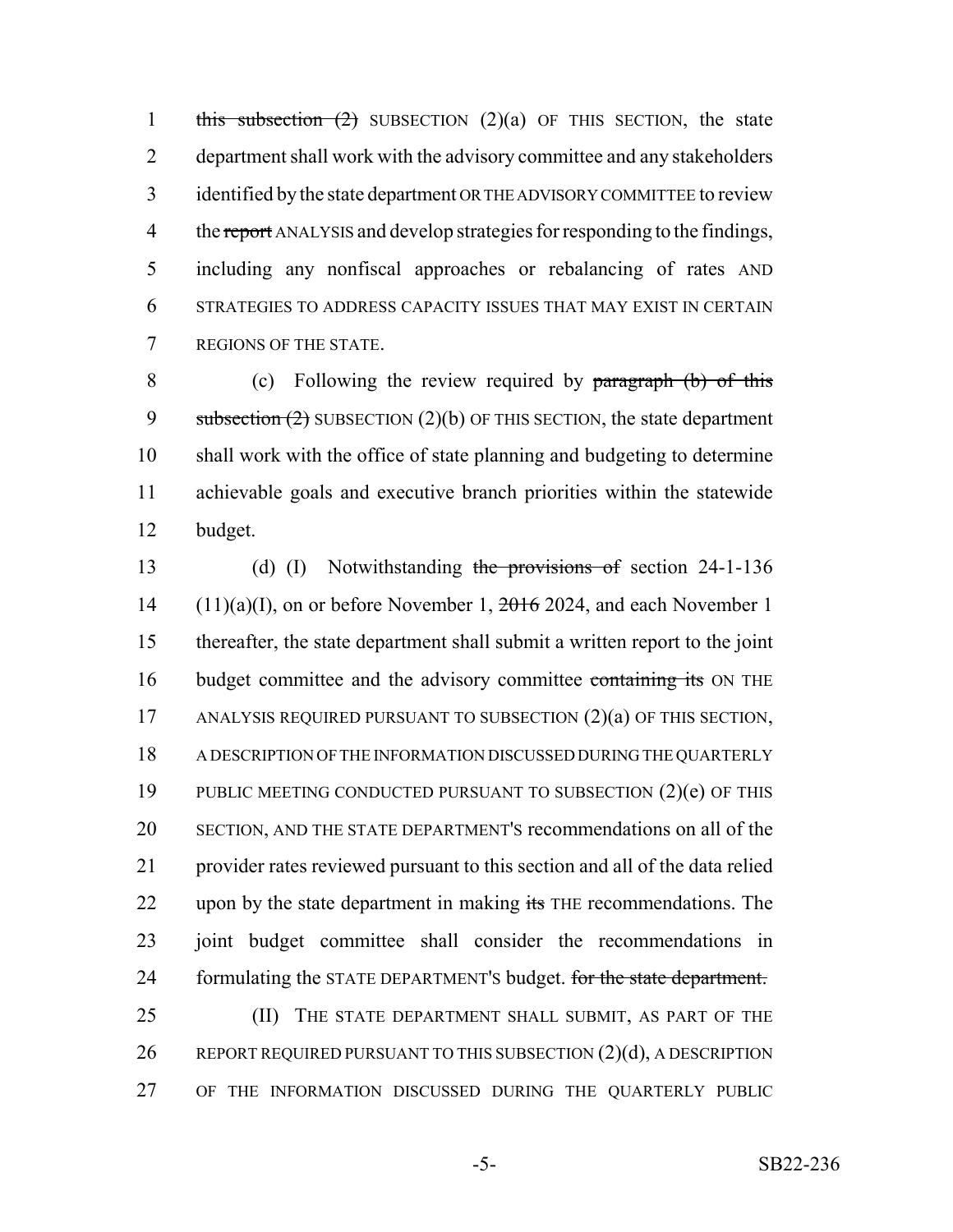this subsection (2) SUBSECTION (2)(a) OF THIS SECTION, the state department shall work with the advisory committee and any stakeholders identified by the state department OR THE ADVISORY COMMITTEE to review the report ANALYSIS and develop strategies for responding to the findings, including any nonfiscal approaches or rebalancing of rates AND STRATEGIES TO ADDRESS CAPACITY ISSUES THAT MAY EXIST IN CERTAIN REGIONS OF THE STATE.

(c) Following the review required by paragraph (b) of this subsection (2) SUBSECTION (2)(b) OF THIS SECTION, the state department shall work with the office of state planning and budgeting to determine achievable goals and executive branch priorities within the statewide budget.

(d) (I) Notwithstanding the provisions of section 24-1-136 (11)(a)(I), on or before November 1, 2016 2024, and each November 1 thereafter, the state department shall submit a written report to the joint budget committee and the advisory committee containing its ON THE ANALYSIS REQUIRED PURSUANT TO SUBSECTION (2)(a) OF THIS SECTION, A DESCRIPTION OF THE INFORMATION DISCUSSED DURING THE QUARTERLY PUBLIC MEETING CONDUCTED PURSUANT TO SUBSECTION (2)(e) OF THIS SECTION, AND THE STATE DEPARTMENT'S recommendations on all of the provider rates reviewed pursuant to this section and all of the data relied upon by the state department in making its THE recommendations. The joint budget committee shall consider the recommendations in formulating the STATE DEPARTMENT'S budget. for the state department.

(II) THE STATE DEPARTMENT SHALL SUBMIT, AS PART OF THE REPORT REQUIRED PURSUANT TO THIS SUBSECTION (2)(d), A DESCRIPTION OF THE INFORMATION DISCUSSED DURING THE QUARTERLY PUBLIC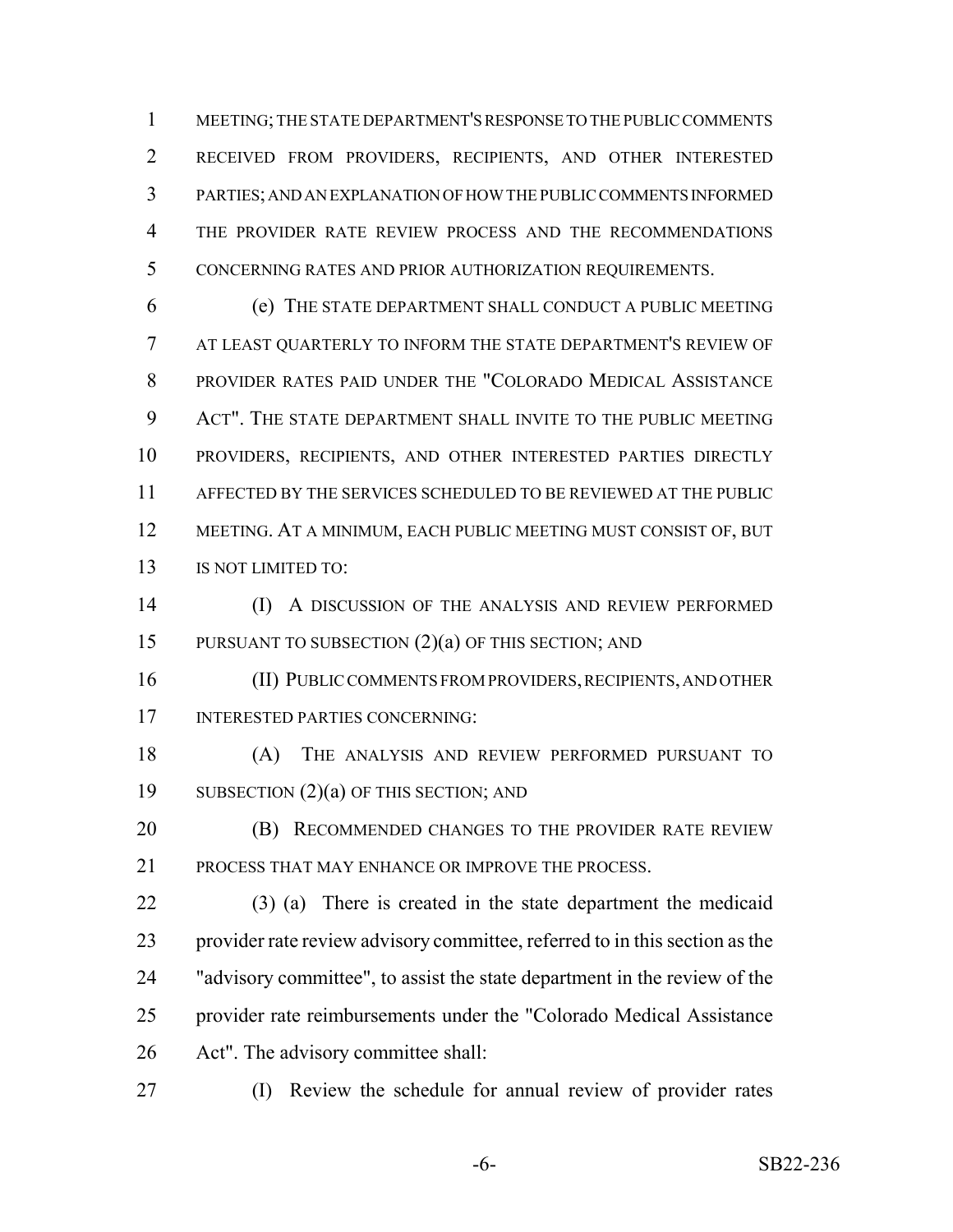MEETING; THE STATE DEPARTMENT'S RESPONSE TO THE PUBLIC COMMENTS RECEIVED FROM PROVIDERS, RECIPIENTS, AND OTHER INTERESTED PARTIES; AND AN EXPLANATION OF HOW THE PUBLIC COMMENTS INFORMED THE PROVIDER RATE REVIEW PROCESS AND THE RECOMMENDATIONS CONCERNING RATES AND PRIOR AUTHORIZATION REQUIREMENTS.

(e) THE STATE DEPARTMENT SHALL CONDUCT A PUBLIC MEETING AT LEAST QUARTERLY TO INFORM THE STATE DEPARTMENT'S REVIEW OF PROVIDER RATES PAID UNDER THE "COLORADO MEDICAL ASSISTANCE ACT". THE STATE DEPARTMENT SHALL INVITE TO THE PUBLIC MEETING PROVIDERS, RECIPIENTS, AND OTHER INTERESTED PARTIES DIRECTLY AFFECTED BY THE SERVICES SCHEDULED TO BE REVIEWED AT THE PUBLIC MEETING. AT A MINIMUM, EACH PUBLIC MEETING MUST CONSIST OF, BUT IS NOT LIMITED TO:

(I) A DISCUSSION OF THE ANALYSIS AND REVIEW PERFORMED PURSUANT TO SUBSECTION (2)(a) OF THIS SECTION; AND

(II) PUBLIC COMMENTS FROM PROVIDERS, RECIPIENTS, AND OTHER INTERESTED PARTIES CONCERNING:

(A) THE ANALYSIS AND REVIEW PERFORMED PURSUANT TO SUBSECTION (2)(a) OF THIS SECTION; AND

(B) RECOMMENDED CHANGES TO THE PROVIDER RATE REVIEW PROCESS THAT MAY ENHANCE OR IMPROVE THE PROCESS.

(3) (a) There is created in the state department the medicaid provider rate review advisory committee, referred to in this section as the "advisory committee", to assist the state department in the review of the provider rate reimbursements under the "Colorado Medical Assistance Act". The advisory committee shall:

(I) Review the schedule for annual review of provider rates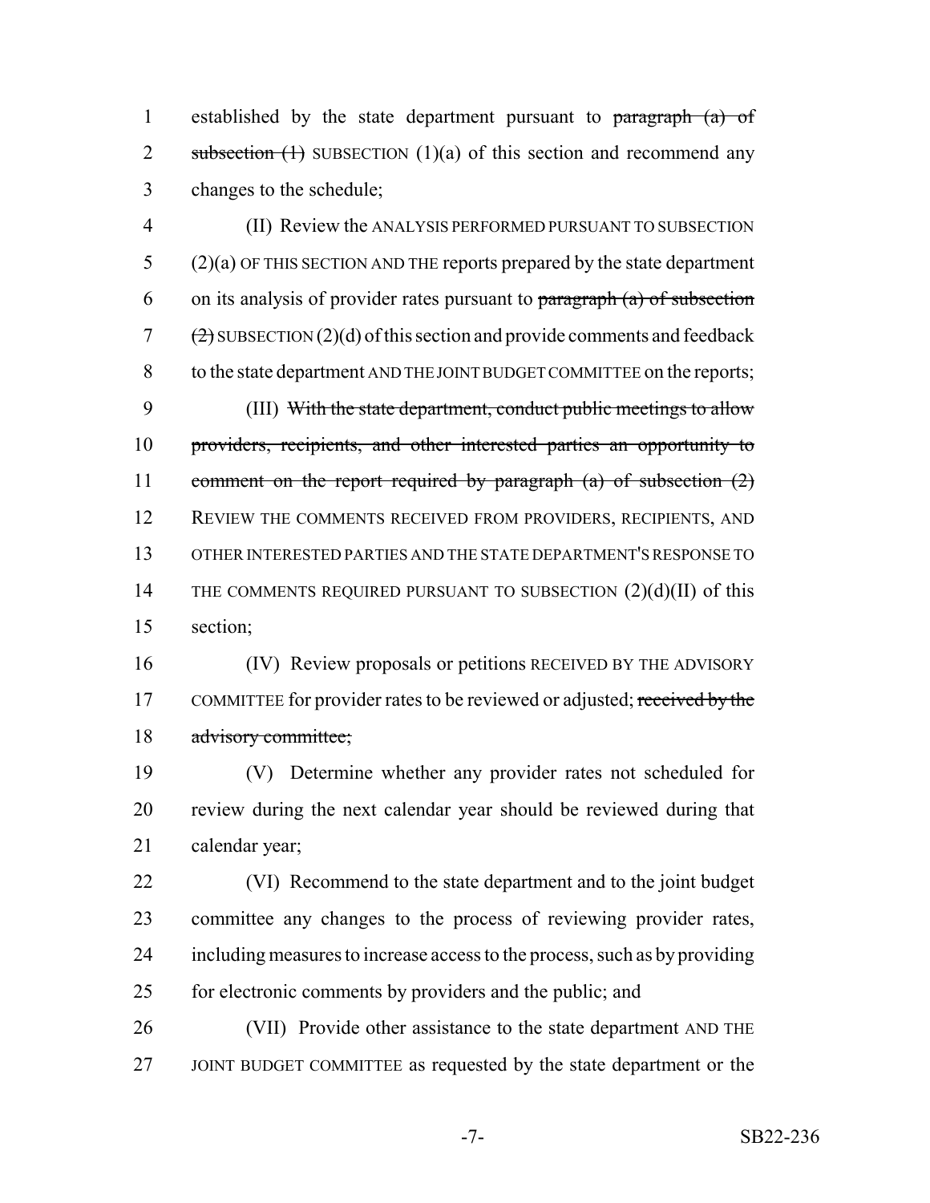established by the state department pursuant to ~~paragraph (a) of subsection (1)~~ SUBSECTION (1)(a) of this section and recommend any changes to the schedule;

(II) Review the ANALYSIS PERFORMED PURSUANT TO SUBSECTION (2)(a) OF THIS SECTION AND THE reports prepared by the state department on its analysis of provider rates pursuant to ~~paragraph (a) of subsection (2)~~ SUBSECTION (2)(d) of this section and provide comments and feedback to the state department AND THE JOINT BUDGET COMMITTEE on the reports;

(III) ~~With the state department, conduct public meetings to allow providers, recipients, and other interested parties an opportunity to comment on the report required by paragraph (a) of subsection (2)~~ REVIEW THE COMMENTS RECEIVED FROM PROVIDERS, RECIPIENTS, AND OTHER INTERESTED PARTIES AND THE STATE DEPARTMENT'S RESPONSE TO THE COMMENTS REQUIRED PURSUANT TO SUBSECTION (2)(d)(II) of this section;

(IV) Review proposals or petitions RECEIVED BY THE ADVISORY COMMITTEE for provider rates to be reviewed or adjusted; ~~received by the advisory committee;~~

(V) Determine whether any provider rates not scheduled for review during the next calendar year should be reviewed during that calendar year;

(VI) Recommend to the state department and to the joint budget committee any changes to the process of reviewing provider rates, including measures to increase access to the process, such as by providing for electronic comments by providers and the public; and

(VII) Provide other assistance to the state department AND THE JOINT BUDGET COMMITTEE as requested by the state department or the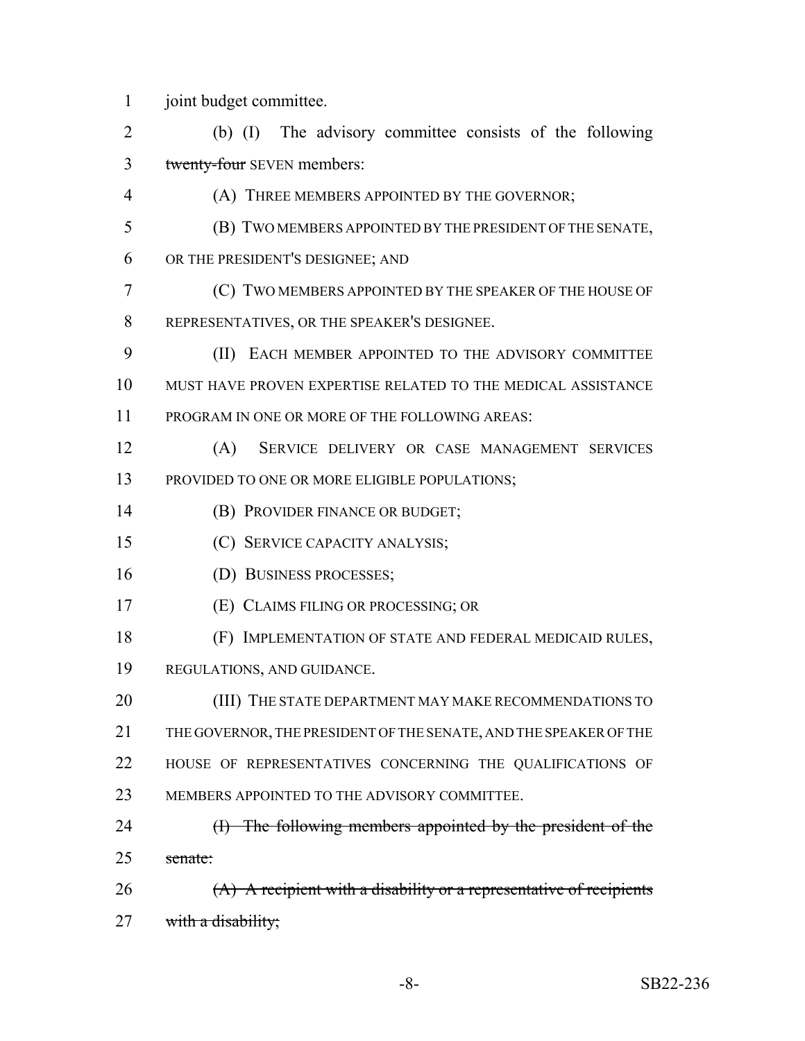joint budget committee.

(b) (I) The advisory committee consists of the following ~~twenty-four~~ SEVEN members:

(A) THREE MEMBERS APPOINTED BY THE GOVERNOR;

(B) TWO MEMBERS APPOINTED BY THE PRESIDENT OF THE SENATE, OR THE PRESIDENT'S DESIGNEE; AND

(C) TWO MEMBERS APPOINTED BY THE SPEAKER OF THE HOUSE OF REPRESENTATIVES, OR THE SPEAKER'S DESIGNEE.

(II) EACH MEMBER APPOINTED TO THE ADVISORY COMMITTEE MUST HAVE PROVEN EXPERTISE RELATED TO THE MEDICAL ASSISTANCE PROGRAM IN ONE OR MORE OF THE FOLLOWING AREAS:

(A) SERVICE DELIVERY OR CASE MANAGEMENT SERVICES PROVIDED TO ONE OR MORE ELIGIBLE POPULATIONS;

(B) PROVIDER FINANCE OR BUDGET;

(C) SERVICE CAPACITY ANALYSIS;

(D) BUSINESS PROCESSES;

(E) CLAIMS FILING OR PROCESSING; OR

(F) IMPLEMENTATION OF STATE AND FEDERAL MEDICAID RULES, REGULATIONS, AND GUIDANCE.

(III) THE STATE DEPARTMENT MAY MAKE RECOMMENDATIONS TO THE GOVERNOR, THE PRESIDENT OF THE SENATE, AND THE SPEAKER OF THE HOUSE OF REPRESENTATIVES CONCERNING THE QUALIFICATIONS OF MEMBERS APPOINTED TO THE ADVISORY COMMITTEE.

~~(I) The following members appointed by the president of the senate:~~

~~(A) A recipient with a disability or a representative of recipients with a disability;~~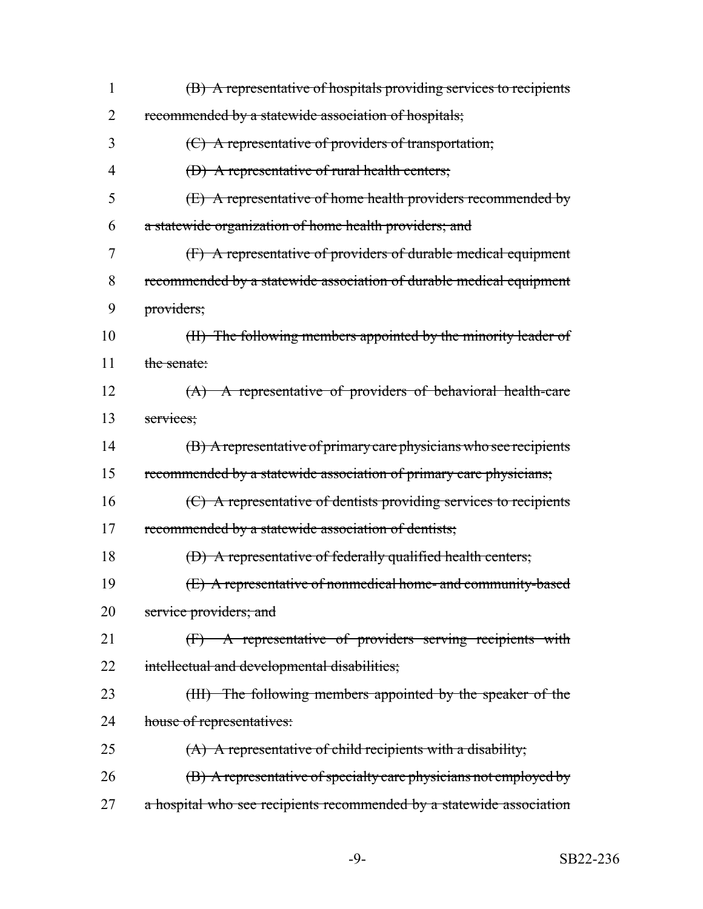~~(B) A representative of hospitals providing services to recipients recommended by a statewide association of hospitals;~~

~~(C) A representative of providers of transportation;~~

~~(D) A representative of rural health centers;~~

~~(E) A representative of home health providers recommended by a statewide organization of home health providers; and~~

~~(F) A representative of providers of durable medical equipment recommended by a statewide association of durable medical equipment providers;~~

~~(II) The following members appointed by the minority leader of the senate:~~

~~(A) A representative of providers of behavioral health-care services;~~

~~(B) A representative of primary care physicians who see recipients recommended by a statewide association of primary care physicians;~~

~~(C) A representative of dentists providing services to recipients recommended by a statewide association of dentists;~~

~~(D) A representative of federally qualified health centers;~~

~~(E) A representative of nonmedical home- and community-based service providers; and~~

~~(F) A representative of providers serving recipients with intellectual and developmental disabilities;~~

~~(III) The following members appointed by the speaker of the house of representatives:~~

~~(A) A representative of child recipients with a disability;~~

~~(B) A representative of specialty care physicians not employed by a hospital who see recipients recommended by a statewide association~~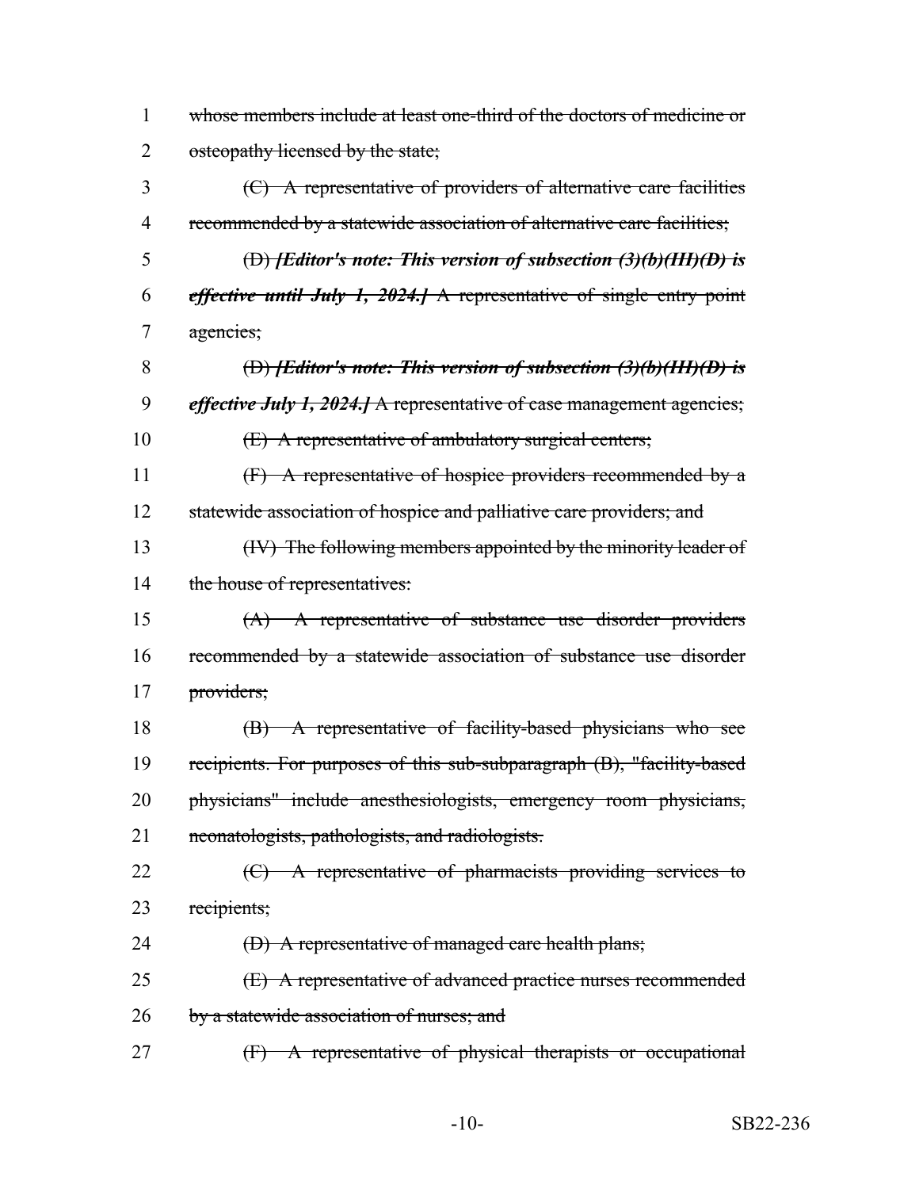whose members include at least one-third of the doctors of medicine or osteopathy licensed by the state;

(C) A representative of providers of alternative care facilities recommended by a statewide association of alternative care facilities;

(D) ***[Editor's note: This version of subsection (3)(b)(III)(D) is effective until July 1, 2024.]*** A representative of single entry point agencies;

(D) ***[Editor's note: This version of subsection (3)(b)(III)(D) is effective July 1, 2024.]*** A representative of case management agencies;

(E) A representative of ambulatory surgical centers;

(F) A representative of hospice providers recommended by a statewide association of hospice and palliative care providers; and

(IV) The following members appointed by the minority leader of the house of representatives:

(A) A representative of substance use disorder providers recommended by a statewide association of substance use disorder providers;

(B) A representative of facility-based physicians who see recipients. For purposes of this sub-subparagraph (B), "facility-based physicians" include anesthesiologists, emergency room physicians, neonatologists, pathologists, and radiologists.

(C) A representative of pharmacists providing services to recipients;

(D) A representative of managed care health plans;

(E) A representative of advanced practice nurses recommended by a statewide association of nurses; and

(F) A representative of physical therapists or occupational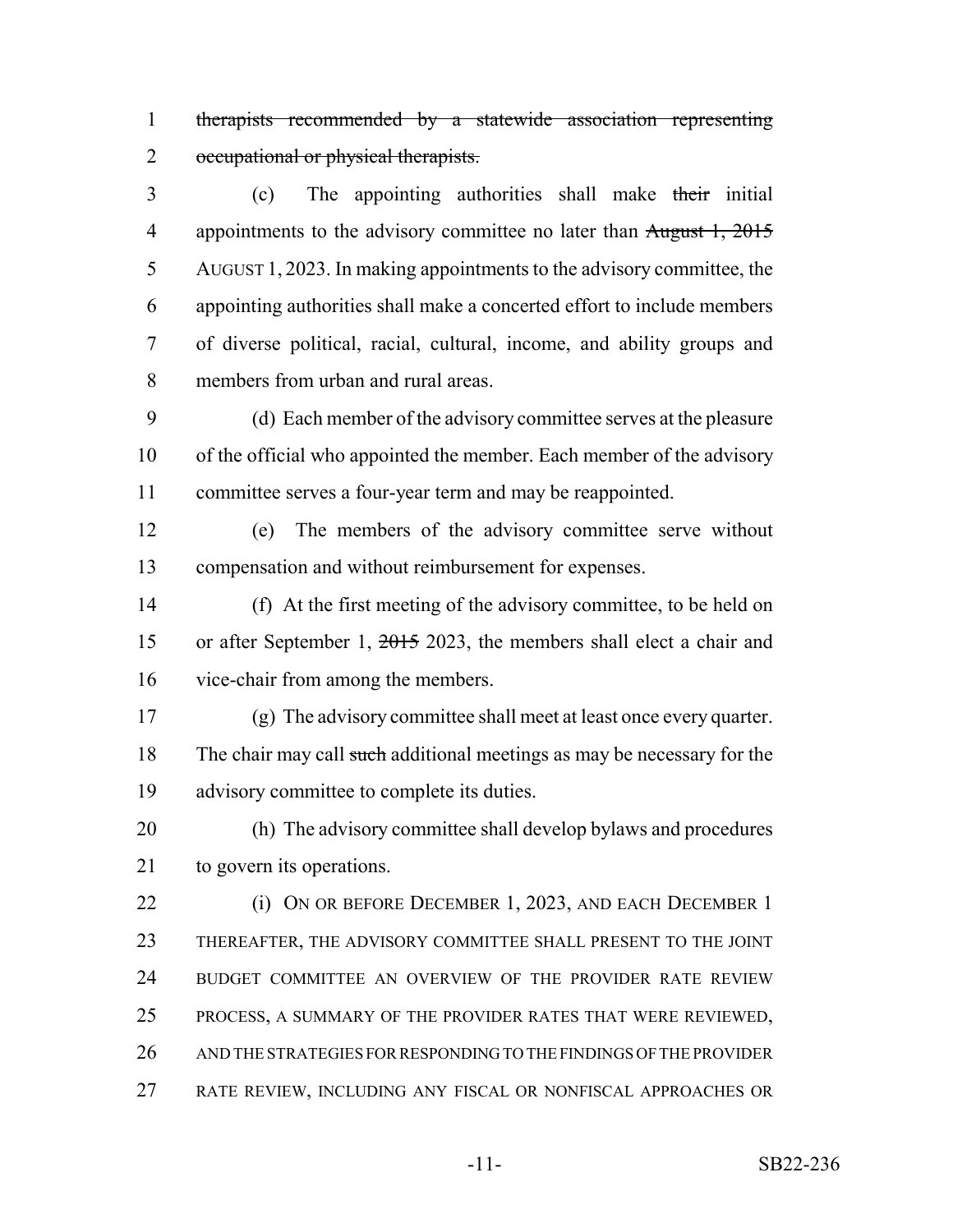~~therapists recommended by a statewide association representing occupational or physical therapists.~~

(c) The appointing authorities shall make ~~their~~ initial appointments to the advisory committee no later than ~~August 1, 2015~~ AUGUST 1, 2023. In making appointments to the advisory committee, the appointing authorities shall make a concerted effort to include members of diverse political, racial, cultural, income, and ability groups and members from urban and rural areas.

(d) Each member of the advisory committee serves at the pleasure of the official who appointed the member. Each member of the advisory committee serves a four-year term and may be reappointed.

(e) The members of the advisory committee serve without compensation and without reimbursement for expenses.

(f) At the first meeting of the advisory committee, to be held on or after September 1, ~~2015~~ 2023, the members shall elect a chair and vice-chair from among the members.

(g) The advisory committee shall meet at least once every quarter. The chair may call ~~such~~ additional meetings as may be necessary for the advisory committee to complete its duties.

(h) The advisory committee shall develop bylaws and procedures to govern its operations.

(i) ON OR BEFORE DECEMBER 1, 2023, AND EACH DECEMBER 1 THEREAFTER, THE ADVISORY COMMITTEE SHALL PRESENT TO THE JOINT BUDGET COMMITTEE AN OVERVIEW OF THE PROVIDER RATE REVIEW PROCESS, A SUMMARY OF THE PROVIDER RATES THAT WERE REVIEWED, AND THE STRATEGIES FOR RESPONDING TO THE FINDINGS OF THE PROVIDER RATE REVIEW, INCLUDING ANY FISCAL OR NONFISCAL APPROACHES OR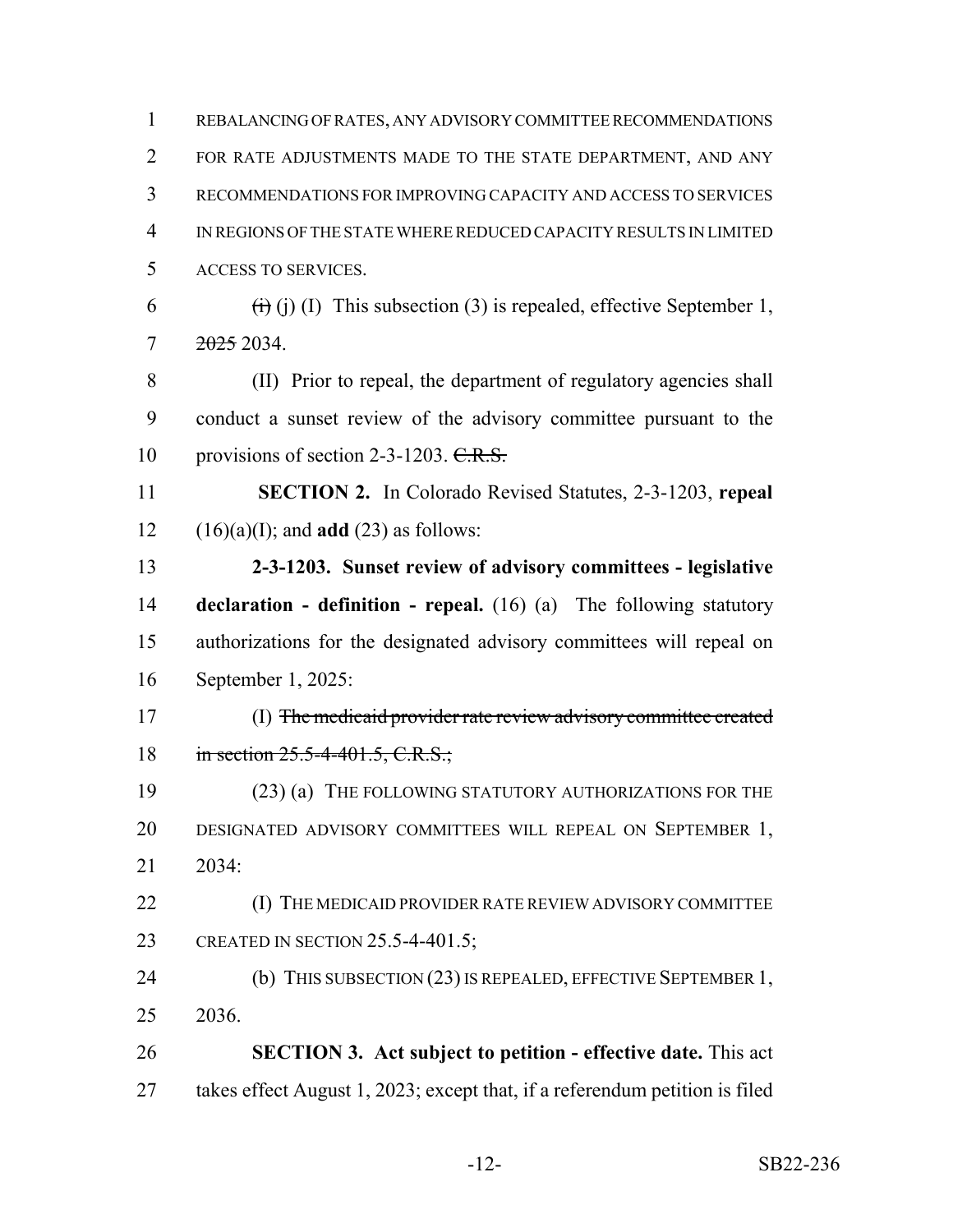REBALANCING OF RATES, ANY ADVISORY COMMITTEE RECOMMENDATIONS FOR RATE ADJUSTMENTS MADE TO THE STATE DEPARTMENT, AND ANY RECOMMENDATIONS FOR IMPROVING CAPACITY AND ACCESS TO SERVICES IN REGIONS OF THE STATE WHERE REDUCED CAPACITY RESULTS IN LIMITED ACCESS TO SERVICES.

~~(i)~~ (j) (I) This subsection (3) is repealed, effective September 1, ~~2025~~ 2034.

(II) Prior to repeal, the department of regulatory agencies shall conduct a sunset review of the advisory committee pursuant to the provisions of section 2-3-1203. ~~C.R.S.~~

**SECTION 2.** In Colorado Revised Statutes, 2-3-1203, **repeal** (16)(a)(I); and **add** (23) as follows:

**2-3-1203. Sunset review of advisory committees - legislative declaration - definition - repeal.** (16) (a) The following statutory authorizations for the designated advisory committees will repeal on September 1, 2025:

(I) ~~The medicaid provider rate review advisory committee created in section 25.5-4-401.5, C.R.S.;~~

(23) (a) THE FOLLOWING STATUTORY AUTHORIZATIONS FOR THE DESIGNATED ADVISORY COMMITTEES WILL REPEAL ON SEPTEMBER 1, 2034:

(I) THE MEDICAID PROVIDER RATE REVIEW ADVISORY COMMITTEE CREATED IN SECTION 25.5-4-401.5;

(b) THIS SUBSECTION (23) IS REPEALED, EFFECTIVE SEPTEMBER 1, 2036.

**SECTION 3. Act subject to petition - effective date.** This act takes effect August 1, 2023; except that, if a referendum petition is filed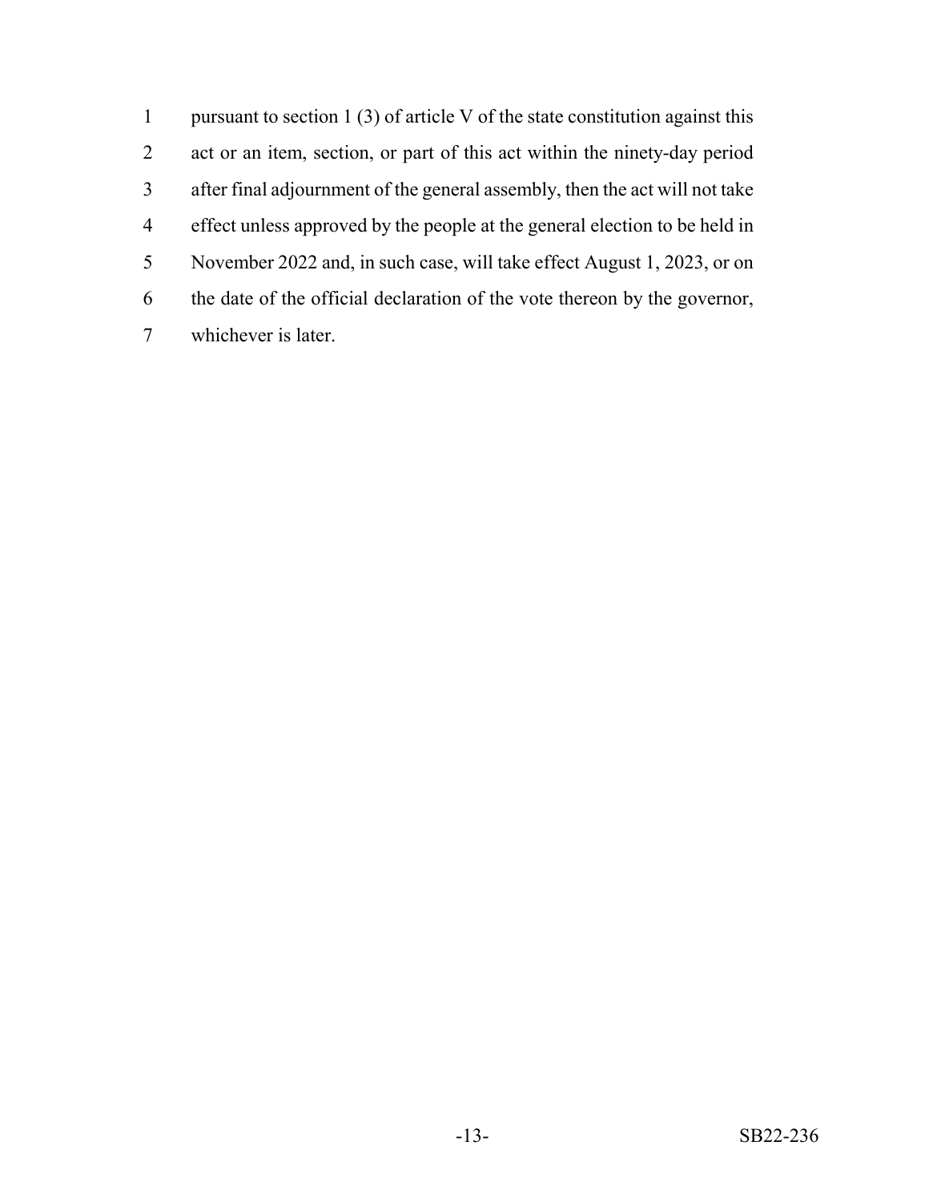pursuant to section 1 (3) of article V of the state constitution against this act or an item, section, or part of this act within the ninety-day period after final adjournment of the general assembly, then the act will not take effect unless approved by the people at the general election to be held in November 2022 and, in such case, will take effect August 1, 2023, or on the date of the official declaration of the vote thereon by the governor, whichever is later.